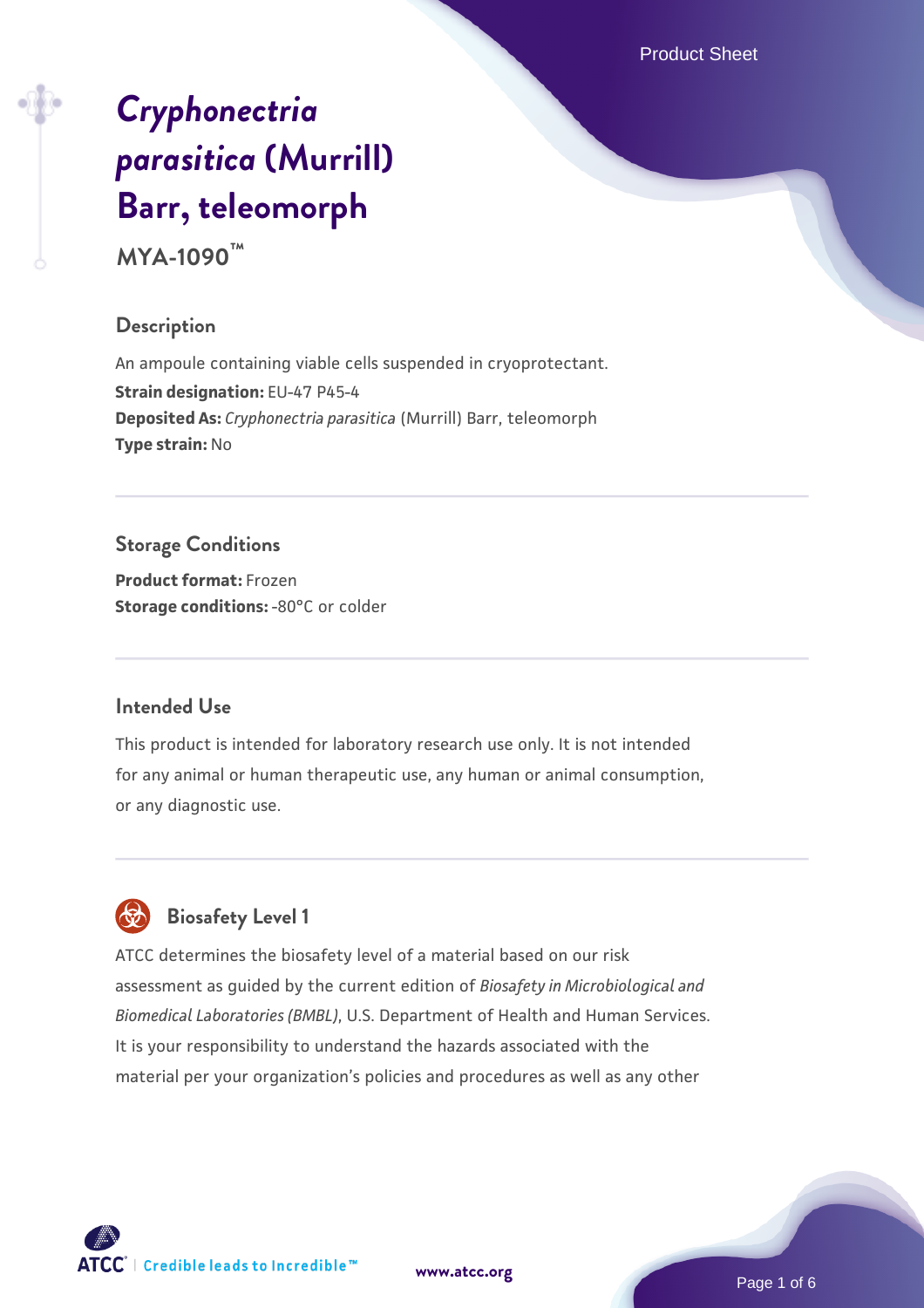# *Cryphonectria parasitica* (Murrill) Barr, teleomorph

**MYA-1090™**

## Description

An ampoule containing viable cells suspended in cryoprotectant.
**Strain designation:** EU-47 P45-4
**Deposited As:** *Cryphonectria parasitica* (Murrill) Barr, teleomorph
**Type strain:** No

## Storage Conditions

**Product format:** Frozen
**Storage conditions:** -80°C or colder

## Intended Use

This product is intended for laboratory research use only. It is not intended for any animal or human therapeutic use, any human or animal consumption, or any diagnostic use.

## Biosafety Level 1

ATCC determines the biosafety level of a material based on our risk assessment as guided by the current edition of *Biosafety in Microbiological and Biomedical Laboratories (BMBL)*, U.S. Department of Health and Human Services. It is your responsibility to understand the hazards associated with the material per your organization's policies and procedures as well as any other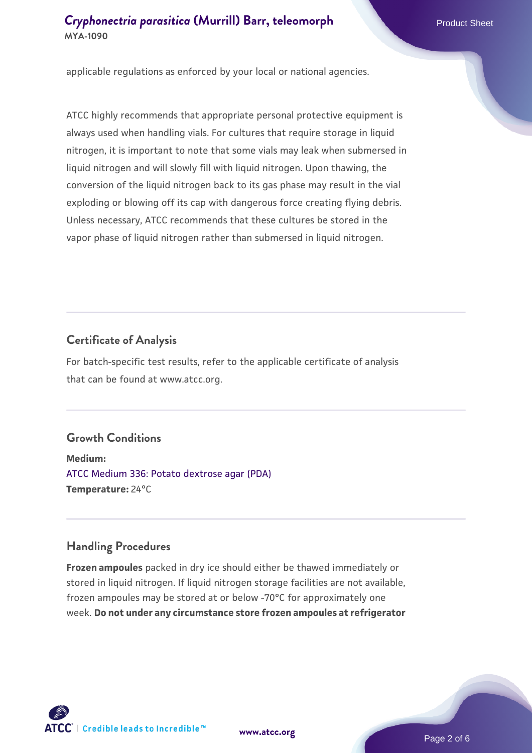applicable regulations as enforced by your local or national agencies.

ATCC highly recommends that appropriate personal protective equipment is always used when handling vials. For cultures that require storage in liquid nitrogen, it is important to note that some vials may leak when submersed in liquid nitrogen and will slowly fill with liquid nitrogen. Upon thawing, the conversion of the liquid nitrogen back to its gas phase may result in the vial exploding or blowing off its cap with dangerous force creating flying debris. Unless necessary, ATCC recommends that these cultures be stored in the vapor phase of liquid nitrogen rather than submersed in liquid nitrogen.

## Certificate of Analysis

For batch-specific test results, refer to the applicable certificate of analysis that can be found at www.atcc.org.

## Growth Conditions

**Medium:**
ATCC Medium 336: Potato dextrose agar (PDA)
**Temperature:** 24°C

## Handling Procedures

**Frozen ampoules** packed in dry ice should either be thawed immediately or stored in liquid nitrogen. If liquid nitrogen storage facilities are not available, frozen ampoules may be stored at or below -70°C for approximately one week. **Do not under any circumstance store frozen ampoules at refrigerator**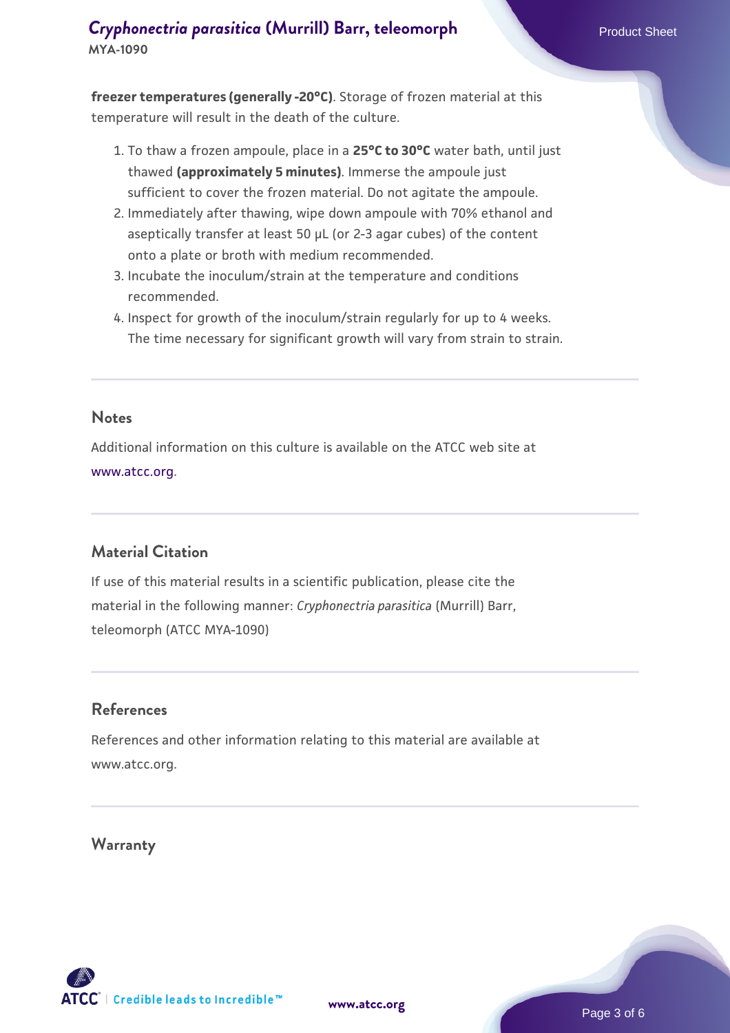**freezer temperatures (generally -20°C)**. Storage of frozen material at this temperature will result in the death of the culture.

1. To thaw a frozen ampoule, place in a **25°C to 30°C** water bath, until just thawed **(approximately 5 minutes)**. Immerse the ampoule just sufficient to cover the frozen material. Do not agitate the ampoule.
2. Immediately after thawing, wipe down ampoule with 70% ethanol and aseptically transfer at least 50 µL (or 2-3 agar cubes) of the content onto a plate or broth with medium recommended.
3. Incubate the inoculum/strain at the temperature and conditions recommended.
4. Inspect for growth of the inoculum/strain regularly for up to 4 weeks. The time necessary for significant growth will vary from strain to strain.

## Notes

Additional information on this culture is available on the ATCC web site at www.atcc.org.

## Material Citation

If use of this material results in a scientific publication, please cite the material in the following manner: *Cryphonectria parasitica* (Murrill) Barr, teleomorph (ATCC MYA-1090)

## References

References and other information relating to this material are available at www.atcc.org.

## Warranty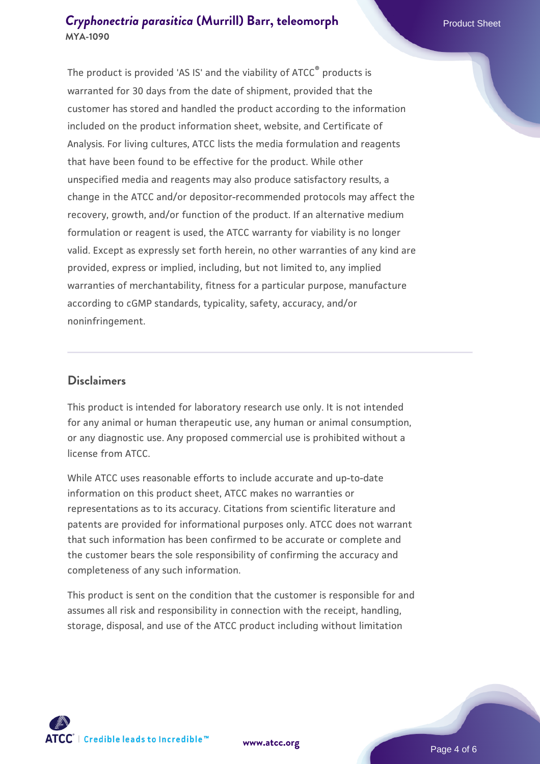The product is provided 'AS IS' and the viability of ATCC® products is warranted for 30 days from the date of shipment, provided that the customer has stored and handled the product according to the information included on the product information sheet, website, and Certificate of Analysis. For living cultures, ATCC lists the media formulation and reagents that have been found to be effective for the product. While other unspecified media and reagents may also produce satisfactory results, a change in the ATCC and/or depositor-recommended protocols may affect the recovery, growth, and/or function of the product. If an alternative medium formulation or reagent is used, the ATCC warranty for viability is no longer valid. Except as expressly set forth herein, no other warranties of any kind are provided, express or implied, including, but not limited to, any implied warranties of merchantability, fitness for a particular purpose, manufacture according to cGMP standards, typicality, safety, accuracy, and/or noninfringement.

## Disclaimers

This product is intended for laboratory research use only. It is not intended for any animal or human therapeutic use, any human or animal consumption, or any diagnostic use. Any proposed commercial use is prohibited without a license from ATCC.

While ATCC uses reasonable efforts to include accurate and up-to-date information on this product sheet, ATCC makes no warranties or representations as to its accuracy. Citations from scientific literature and patents are provided for informational purposes only. ATCC does not warrant that such information has been confirmed to be accurate or complete and the customer bears the sole responsibility of confirming the accuracy and completeness of any such information.

This product is sent on the condition that the customer is responsible for and assumes all risk and responsibility in connection with the receipt, handling, storage, disposal, and use of the ATCC product including without limitation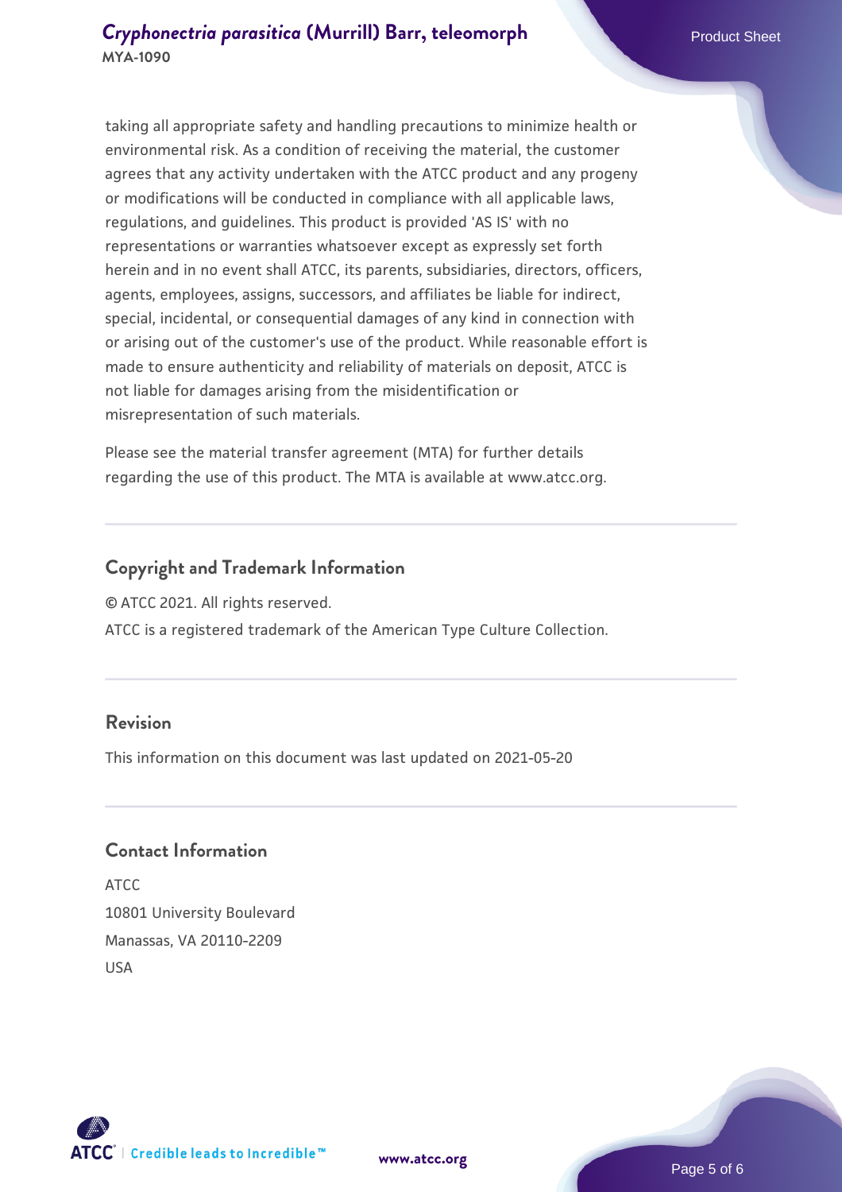taking all appropriate safety and handling precautions to minimize health or environmental risk. As a condition of receiving the material, the customer agrees that any activity undertaken with the ATCC product and any progeny or modifications will be conducted in compliance with all applicable laws, regulations, and guidelines. This product is provided 'AS IS' with no representations or warranties whatsoever except as expressly set forth herein and in no event shall ATCC, its parents, subsidiaries, directors, officers, agents, employees, assigns, successors, and affiliates be liable for indirect, special, incidental, or consequential damages of any kind in connection with or arising out of the customer's use of the product. While reasonable effort is made to ensure authenticity and reliability of materials on deposit, ATCC is not liable for damages arising from the misidentification or misrepresentation of such materials.

Please see the material transfer agreement (MTA) for further details regarding the use of this product. The MTA is available at www.atcc.org.

## Copyright and Trademark Information

© ATCC 2021. All rights reserved.

ATCC is a registered trademark of the American Type Culture Collection.

## Revision

This information on this document was last updated on 2021-05-20

## Contact Information

ATCC
10801 University Boulevard
Manassas, VA 20110-2209
USA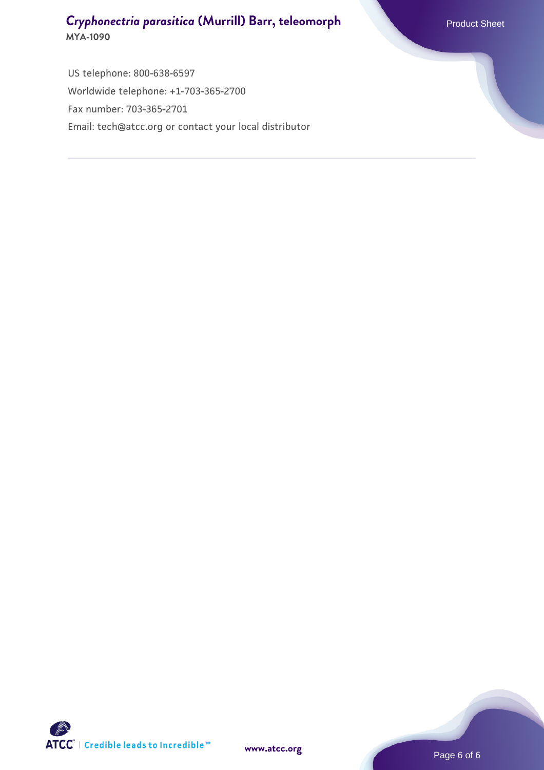US telephone: 800-638-6597

Worldwide telephone: +1-703-365-2700

Fax number: 703-365-2701

Email: tech@atcc.org or contact your local distributor